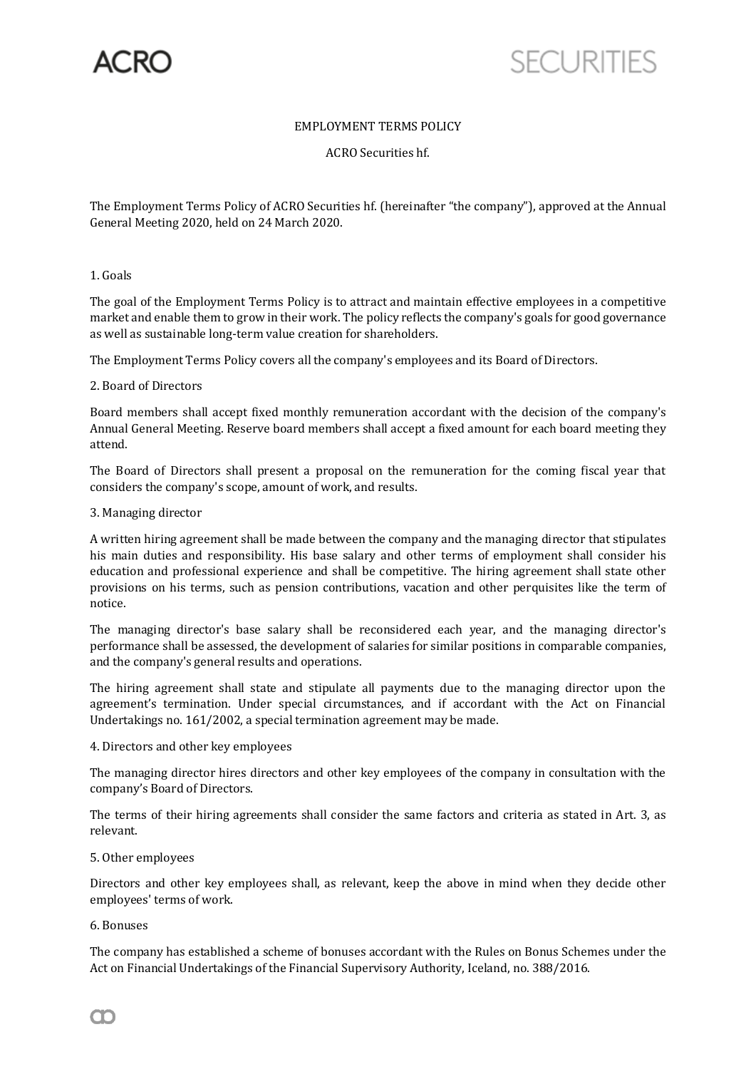# EMPLOYMENT TERMS POLICY

## ACRO Securities hf.

The Employment Terms Policy of ACRO Securities hf. (hereinafter "the company"), approved at the Annual General Meeting 2020, held on 24 March 2020.

### 1. Goals

The goal of the Employment Terms Policy is to attract and maintain effective employees in a competitive market and enable them to grow in their work. The policy reflects the company's goals for good governance as well as sustainable long-term value creation for shareholders.

The Employment Terms Policy covers all the company's employees and its Board of Directors.

### 2. Board of Directors

Board members shall accept fixed monthly remuneration accordant with the decision of the company's Annual General Meeting. Reserve board members shall accept a fixed amount for each board meeting they attend.

The Board of Directors shall present a proposal on the remuneration for the coming fiscal year that considers the company's scope, amount of work, and results.

### 3. Managing director

A written hiring agreement shall be made between the company and the managing director that stipulates his main duties and responsibility. His base salary and other terms of employment shall consider his education and professional experience and shall be competitive. The hiring agreement shall state other provisions on his terms, such as pension contributions, vacation and other perquisites like the term of notice.

The managing director's base salary shall be reconsidered each year, and the managing director's performance shall be assessed, the development of salaries for similar positions in comparable companies, and the company's general results and operations.

The hiring agreement shall state and stipulate all payments due to the managing director upon the agreement's termination. Under special circumstances, and if accordant with the Act on Financial Undertakings no. 161/2002, a special termination agreement may be made.

### 4. Directors and other key employees

The managing director hires directors and other key employees of the company in consultation with the company's Board of Directors.

The terms of their hiring agreements shall consider the same factors and criteria as stated in Art. 3, as relevant.

### 5. Other employees

Directors and other key employees shall, as relevant, keep the above in mind when they decide other employees' terms of work.

### 6. Bonuses

The company has established a scheme of bonuses accordant with the Rules on Bonus Schemes under the Act on Financial Undertakings of the Financial Supervisory Authority, Iceland, no. 388/2016.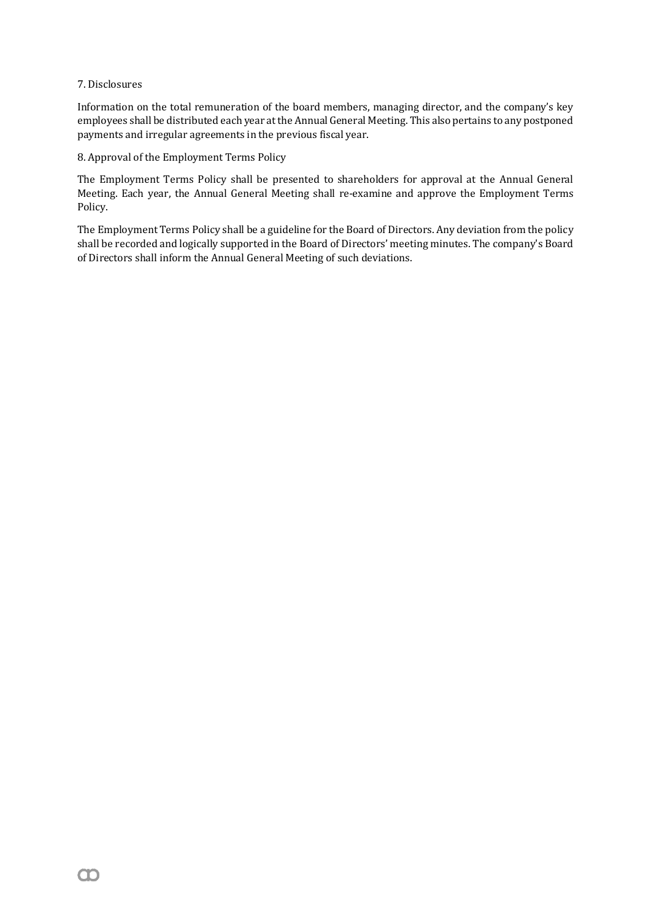## 7. Disclosures

Information on the total remuneration of the board members, managing director, and the company's key employees shall be distributed each year at the Annual General Meeting. This also pertains to any postponed payments and irregular agreements in the previous fiscal year.

## 8. Approval of the Employment Terms Policy

The Employment Terms Policy shall be presented to shareholders for approval at the Annual General Meeting. Each year, the Annual General Meeting shall re-examine and approve the Employment Terms Policy.

The Employment Terms Policy shall be a guideline for the Board of Directors. Any deviation from the policy shall be recorded and logically supported in the Board of Directors' meeting minutes. The company's Board of Directors shall inform the Annual General Meeting of such deviations.